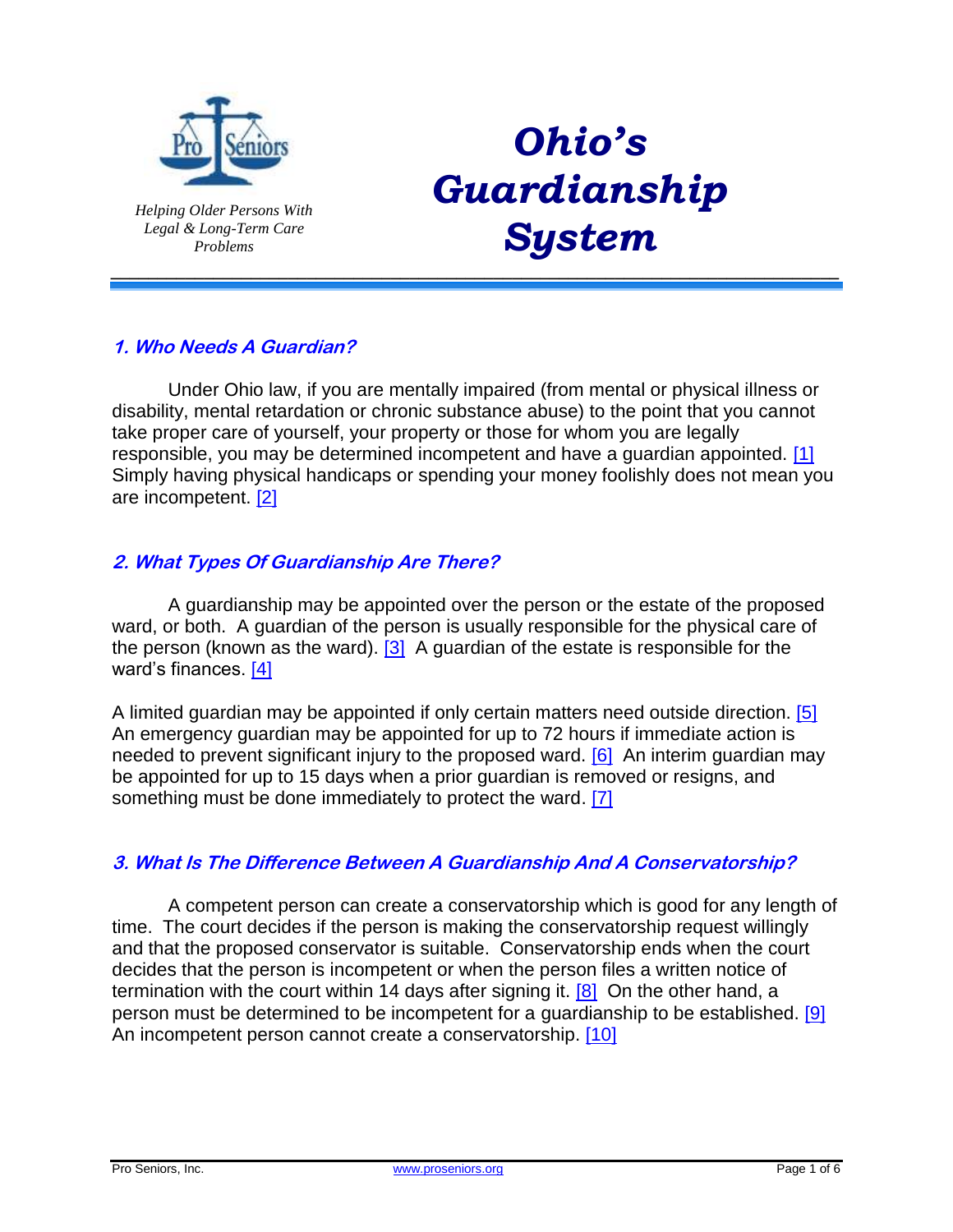Helping Older Persons With Legal & Long-Term Care Problems

# *Ohio's Guardianship System*

## *1. Who Needs A Guardian?*

Under Ohio law, if you are mentally impaired (from mental or physical illness or disability, mental retardation or chronic substance abuse) to the point that you cannot take proper care of yourself, your property or those for whom you are legally responsible, you may be determined incompetent and have a guardian appointed. [1] Simply having physical handicaps or spending your money foolishly does not mean you are incompetent. [2]

## *2. What Types Of Guardianship Are There?*

A guardianship may be appointed over the person or the estate of the proposed ward, or both. A guardian of the person is usually responsible for the physical care of the person (known as the ward). [3] A guardian of the estate is responsible for the ward's finances. [4]

A limited guardian may be appointed if only certain matters need outside direction. [5] An emergency guardian may be appointed for up to 72 hours if immediate action is needed to prevent significant injury to the proposed ward. [6] An interim guardian may be appointed for up to 15 days when a prior guardian is removed or resigns, and something must be done immediately to protect the ward. [7]

## *3. What Is The Difference Between A Guardianship And A Conservatorship?*

A competent person can create a conservatorship which is good for any length of time. The court decides if the person is making the conservatorship request willingly and that the proposed conservator is suitable. Conservatorship ends when the court decides that the person is incompetent or when the person files a written notice of termination with the court within 14 days after signing it. [8] On the other hand, a person must be determined to be incompetent for a guardianship to be established. [9] An incompetent person cannot create a conservatorship. [10]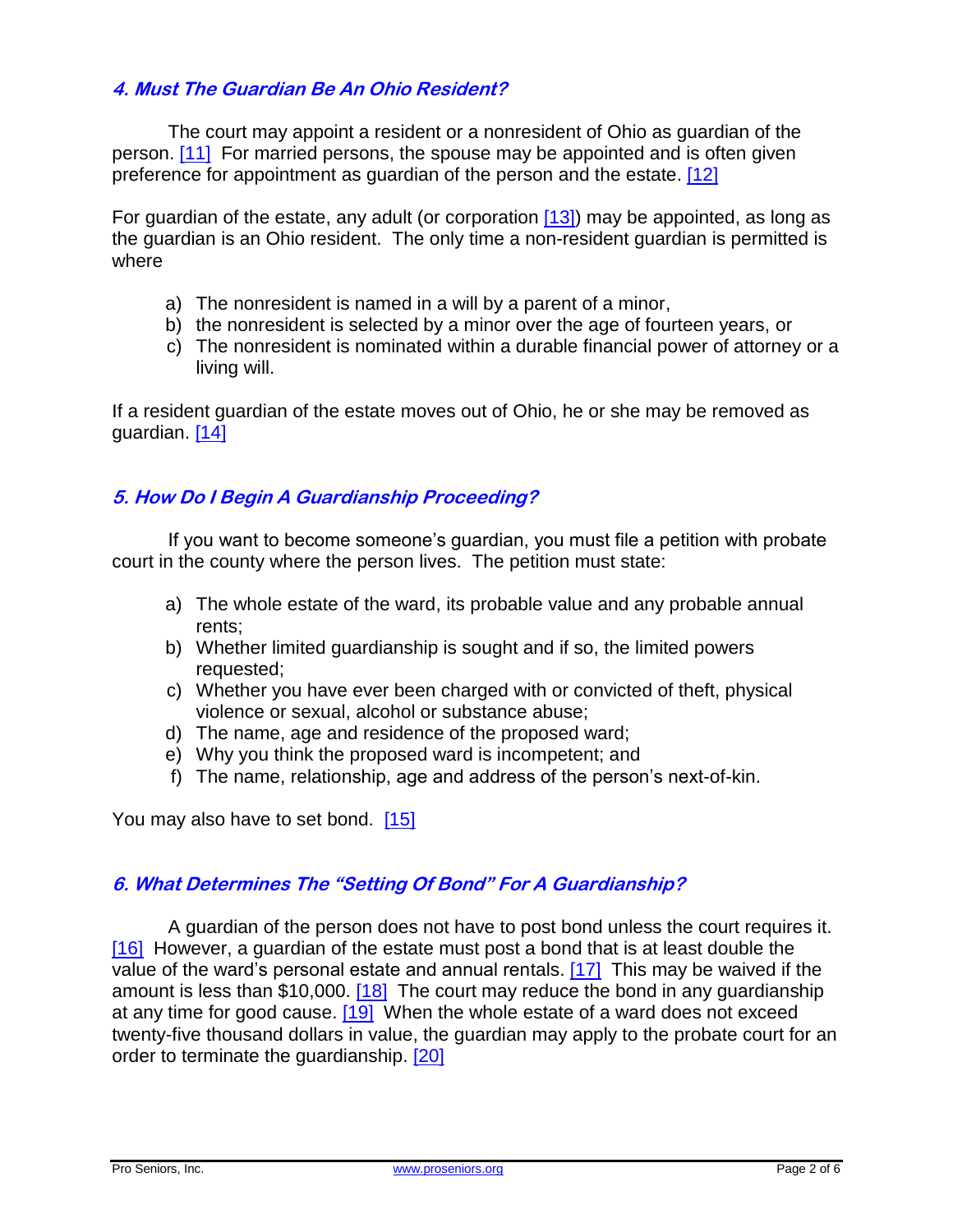### *4. Must The Guardian Be An Ohio Resident?*

The court may appoint a resident or a nonresident of Ohio as guardian of the person. [11] For married persons, the spouse may be appointed and is often given preference for appointment as guardian of the person and the estate. [12]

For guardian of the estate, any adult (or corporation [13]) may be appointed, as long as the guardian is an Ohio resident. The only time a non-resident guardian is permitted is where

a) The nonresident is named in a will by a parent of a minor,
b) the nonresident is selected by a minor over the age of fourteen years, or
c) The nonresident is nominated within a durable financial power of attorney or a living will.

If a resident guardian of the estate moves out of Ohio, he or she may be removed as guardian. [14]

### *5. How Do I Begin A Guardianship Proceeding?*

If you want to become someone's guardian, you must file a petition with probate court in the county where the person lives. The petition must state:

a) The whole estate of the ward, its probable value and any probable annual rents;
b) Whether limited guardianship is sought and if so, the limited powers requested;
c) Whether you have ever been charged with or convicted of theft, physical violence or sexual, alcohol or substance abuse;
d) The name, age and residence of the proposed ward;
e) Why you think the proposed ward is incompetent; and
f) The name, relationship, age and address of the person's next-of-kin.

You may also have to set bond. [15]

### *6. What Determines The "Setting Of Bond" For A Guardianship?*

A guardian of the person does not have to post bond unless the court requires it. [16] However, a guardian of the estate must post a bond that is at least double the value of the ward's personal estate and annual rentals. [17] This may be waived if the amount is less than $10,000. [18] The court may reduce the bond in any guardianship at any time for good cause. [19] When the whole estate of a ward does not exceed twenty-five thousand dollars in value, the guardian may apply to the probate court for an order to terminate the guardianship. [20]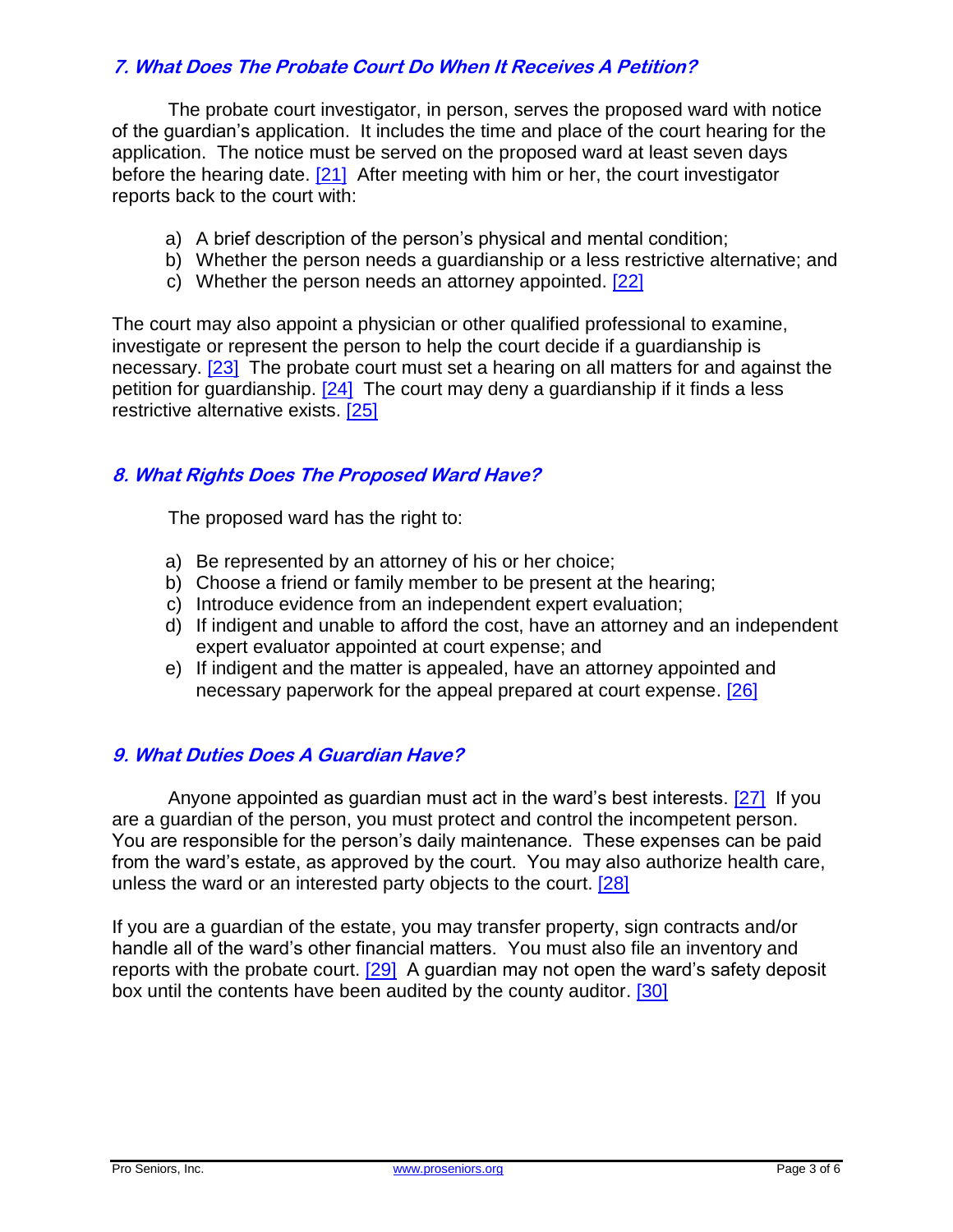### *7. What Does The Probate Court Do When It Receives A Petition?*

The probate court investigator, in person, serves the proposed ward with notice of the guardian's application. It includes the time and place of the court hearing for the application. The notice must be served on the proposed ward at least seven days before the hearing date. [21] After meeting with him or her, the court investigator reports back to the court with:

a) A brief description of the person's physical and mental condition;
b) Whether the person needs a guardianship or a less restrictive alternative; and
c) Whether the person needs an attorney appointed. [22]

The court may also appoint a physician or other qualified professional to examine, investigate or represent the person to help the court decide if a guardianship is necessary. [23] The probate court must set a hearing on all matters for and against the petition for guardianship. [24] The court may deny a guardianship if it finds a less restrictive alternative exists. [25]

### *8. What Rights Does The Proposed Ward Have?*

The proposed ward has the right to:

a) Be represented by an attorney of his or her choice;
b) Choose a friend or family member to be present at the hearing;
c) Introduce evidence from an independent expert evaluation;
d) If indigent and unable to afford the cost, have an attorney and an independent expert evaluator appointed at court expense; and
e) If indigent and the matter is appealed, have an attorney appointed and necessary paperwork for the appeal prepared at court expense. [26]

### *9. What Duties Does A Guardian Have?*

Anyone appointed as guardian must act in the ward's best interests. [27] If you are a guardian of the person, you must protect and control the incompetent person. You are responsible for the person's daily maintenance. These expenses can be paid from the ward's estate, as approved by the court. You may also authorize health care, unless the ward or an interested party objects to the court. [28]

If you are a guardian of the estate, you may transfer property, sign contracts and/or handle all of the ward's other financial matters. You must also file an inventory and reports with the probate court. [29] A guardian may not open the ward's safety deposit box until the contents have been audited by the county auditor. [30]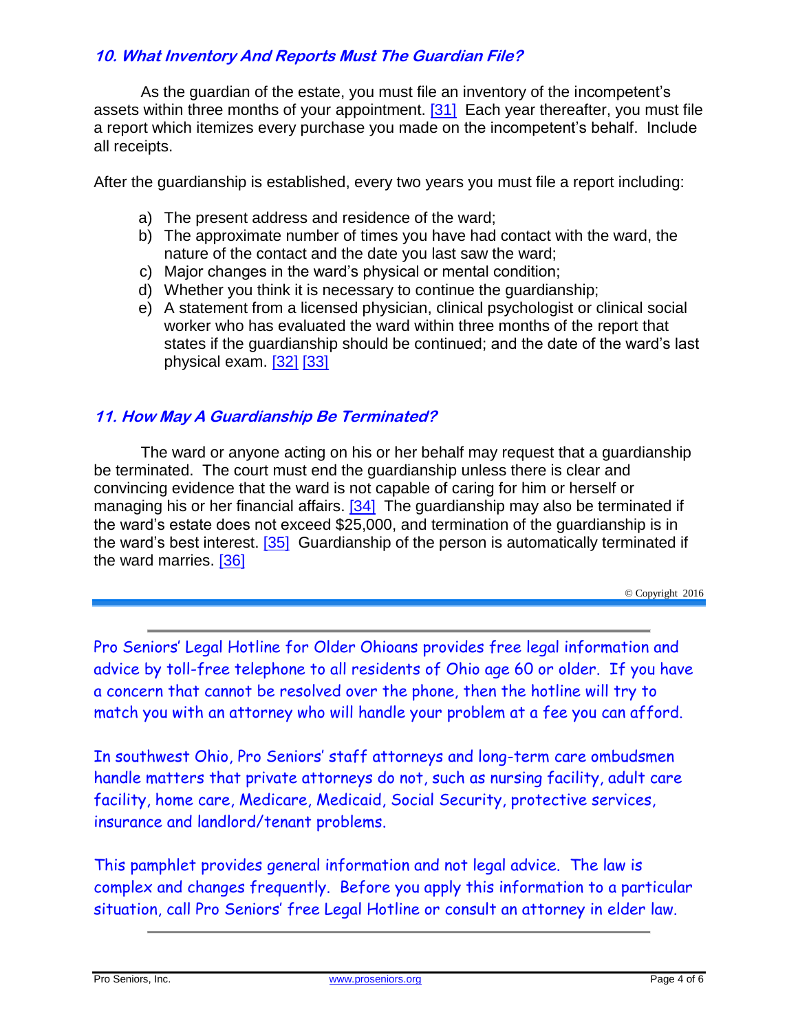### *10. What Inventory And Reports Must The Guardian File?*

As the guardian of the estate, you must file an inventory of the incompetent's assets within three months of your appointment. [31] Each year thereafter, you must file a report which itemizes every purchase you made on the incompetent's behalf. Include all receipts.

After the guardianship is established, every two years you must file a report including:

a) The present address and residence of the ward;
b) The approximate number of times you have had contact with the ward, the nature of the contact and the date you last saw the ward;
c) Major changes in the ward's physical or mental condition;
d) Whether you think it is necessary to continue the guardianship;
e) A statement from a licensed physician, clinical psychologist or clinical social worker who has evaluated the ward within three months of the report that states if the guardianship should be continued; and the date of the ward's last physical exam. [32] [33]

### *11. How May A Guardianship Be Terminated?*

The ward or anyone acting on his or her behalf may request that a guardianship be terminated. The court must end the guardianship unless there is clear and convincing evidence that the ward is not capable of caring for him or herself or managing his or her financial affairs. [34] The guardianship may also be terminated if the ward's estate does not exceed $25,000, and termination of the guardianship is in the ward's best interest. [35] Guardianship of the person is automatically terminated if the ward marries. [36]

© Copyright 2016

---

Pro Seniors' Legal Hotline for Older Ohioans provides free legal information and advice by toll-free telephone to all residents of Ohio age 60 or older. If you have a concern that cannot be resolved over the phone, then the hotline will try to match you with an attorney who will handle your problem at a fee you can afford.

In southwest Ohio, Pro Seniors' staff attorneys and long-term care ombudsmen handle matters that private attorneys do not, such as nursing facility, adult care facility, home care, Medicare, Medicaid, Social Security, protective services, insurance and landlord/tenant problems.

This pamphlet provides general information and not legal advice. The law is complex and changes frequently. Before you apply this information to a particular situation, call Pro Seniors' free Legal Hotline or consult an attorney in elder law.

---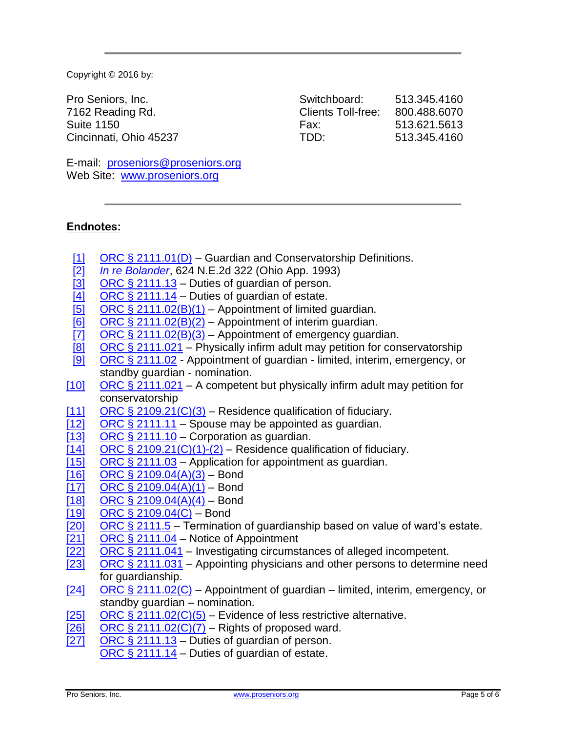Copyright © 2016 by:

Pro Seniors, Inc.
7162 Reading Rd.
Suite 1150
Cincinnati, Ohio 45237

Switchboard: 513.345.4160
Clients Toll-free: 800.488.6070
Fax: 513.621.5613
TDD: 513.345.4160

E-mail: proseniors@proseniors.org
Web Site: www.proseniors.org

## Endnotes:

[1] ORC § 2111.01(D) – Guardian and Conservatorship Definitions.
[2] *In re Bolander*, 624 N.E.2d 322 (Ohio App. 1993)
[3] ORC § 2111.13 – Duties of guardian of person.
[4] ORC § 2111.14 – Duties of guardian of estate.
[5] ORC § 2111.02(B)(1) – Appointment of limited guardian.
[6] ORC § 2111.02(B)(2) – Appointment of interim guardian.
[7] ORC § 2111.02(B)(3) – Appointment of emergency guardian.
[8] ORC § 2111.021 – Physically infirm adult may petition for conservatorship
[9] ORC § 2111.02 - Appointment of guardian - limited, interim, emergency, or standby guardian - nomination.
[10] ORC § 2111.021 – A competent but physically infirm adult may petition for conservatorship
[11] ORC § 2109.21(C)(3) – Residence qualification of fiduciary.
[12] ORC § 2111.11 – Spouse may be appointed as guardian.
[13] ORC § 2111.10 – Corporation as guardian.
[14] ORC § 2109.21(C)(1)-(2) – Residence qualification of fiduciary.
[15] ORC § 2111.03 – Application for appointment as guardian.
[16] ORC § 2109.04(A)(3) – Bond
[17] ORC § 2109.04(A)(1) – Bond
[18] ORC § 2109.04(A)(4) – Bond
[19] ORC § 2109.04(C) – Bond
[20] ORC § 2111.5 – Termination of guardianship based on value of ward's estate.
[21] ORC § 2111.04 – Notice of Appointment
[22] ORC § 2111.041 – Investigating circumstances of alleged incompetent.
[23] ORC § 2111.031 – Appointing physicians and other persons to determine need for guardianship.
[24] ORC § 2111.02(C) – Appointment of guardian – limited, interim, emergency, or standby guardian – nomination.
[25] ORC § 2111.02(C)(5) – Evidence of less restrictive alternative.
[26] ORC § 2111.02(C)(7) – Rights of proposed ward.
[27] ORC § 2111.13 – Duties of guardian of person.
ORC § 2111.14 – Duties of guardian of estate.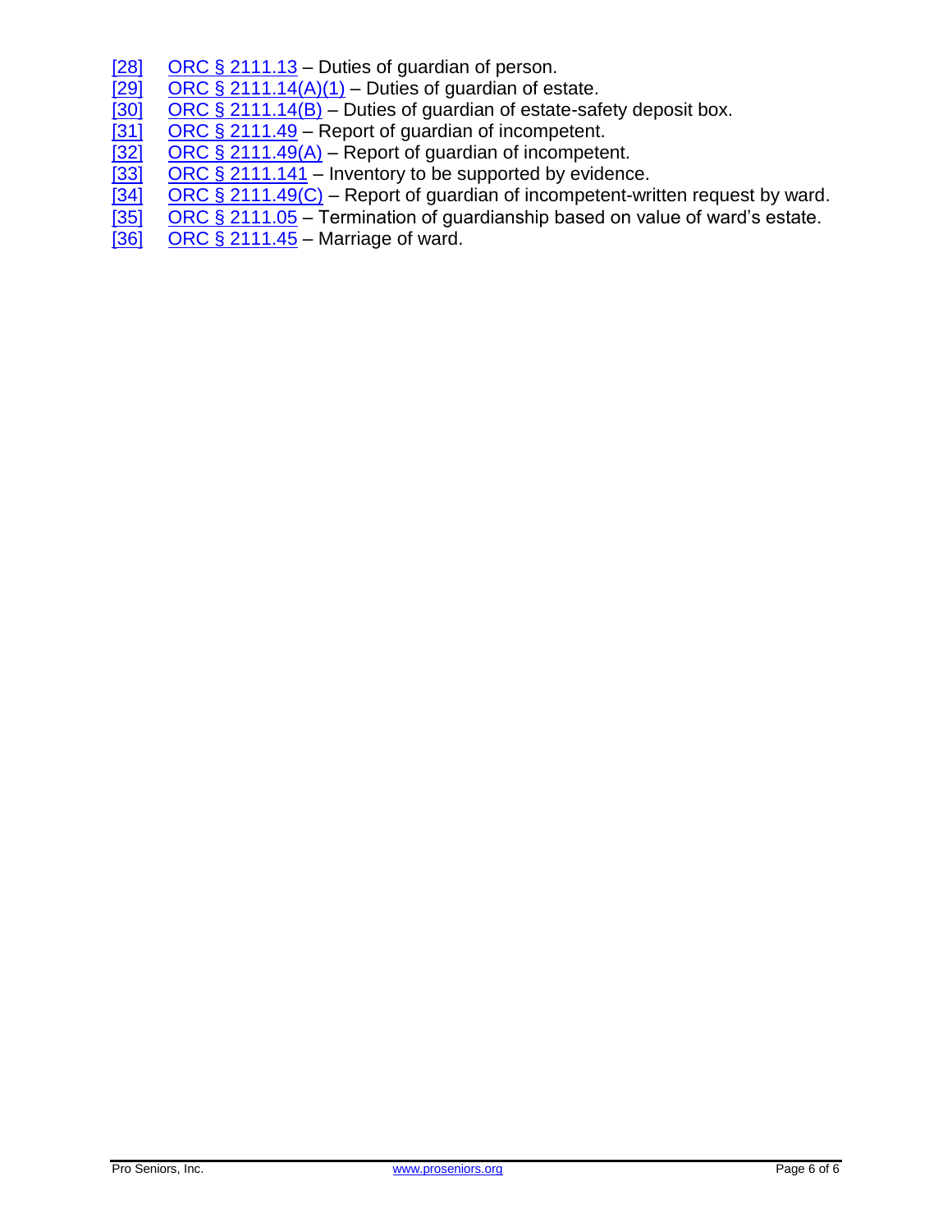[28] ORC § 2111.13 – Duties of guardian of person.
[29] ORC § 2111.14(A)(1) – Duties of guardian of estate.
[30] ORC § 2111.14(B) – Duties of guardian of estate-safety deposit box.
[31] ORC § 2111.49 – Report of guardian of incompetent.
[32] ORC § 2111.49(A) – Report of guardian of incompetent.
[33] ORC § 2111.141 – Inventory to be supported by evidence.
[34] ORC § 2111.49(C) – Report of guardian of incompetent-written request by ward.
[35] ORC § 2111.05 – Termination of guardianship based on value of ward's estate.
[36] ORC § 2111.45 – Marriage of ward.